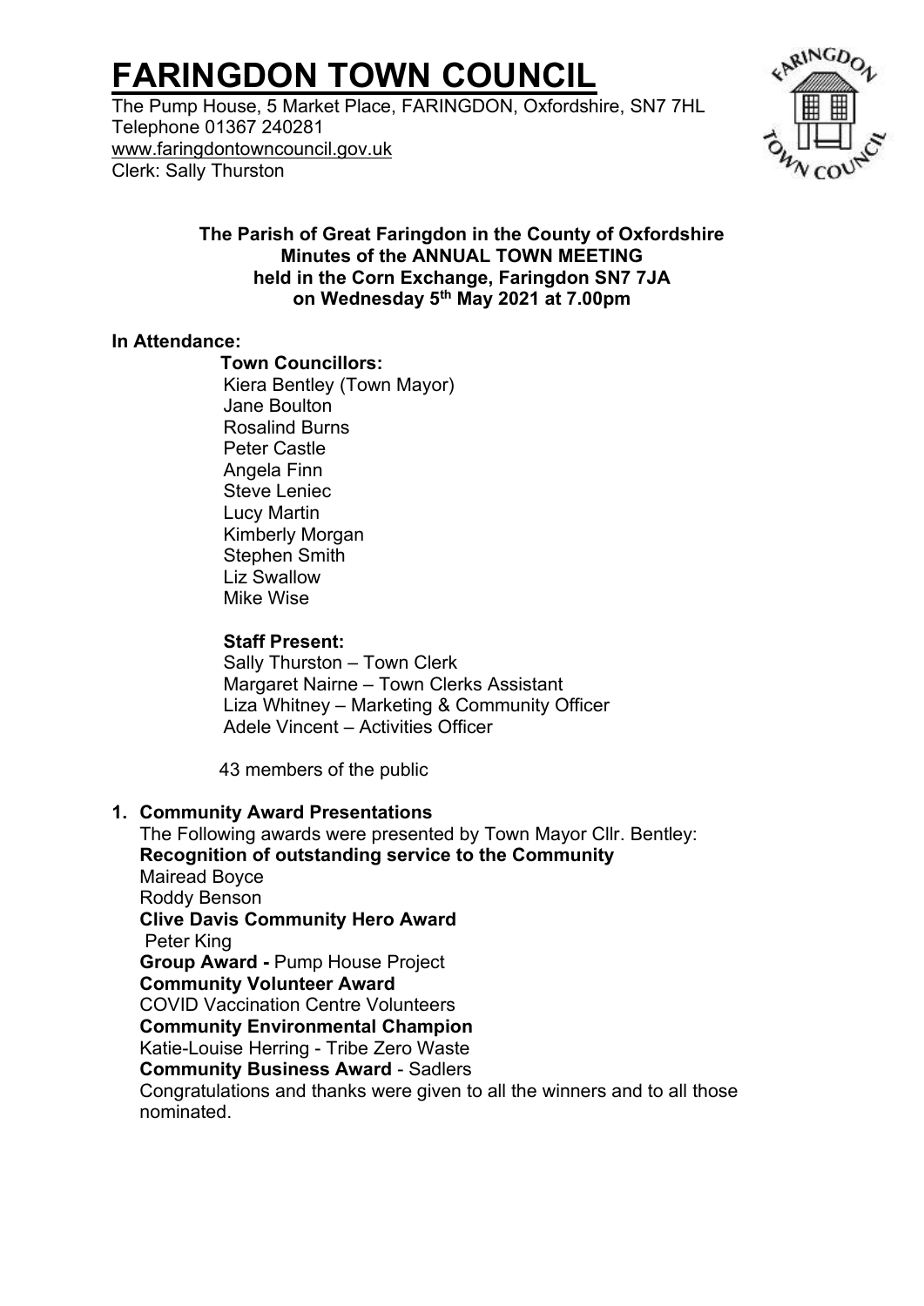# FARINGDON TOWN COUNCIL

The Pump House, 5 Market Place, FARINGDON, Oxfordshire, SN7 7HL
Telephone 01367 240281
www.faringdontowncouncil.gov.uk
Clerk: Sally Thurston

**The Parish of Great Faringdon in the County of Oxfordshire**
**Minutes of the ANNUAL TOWN MEETING**
**held in the Corn Exchange, Faringdon SN7 7JA**
**on Wednesday 5th May 2021 at 7.00pm**

**In Attendance:**

**Town Councillors:**
Kiera Bentley (Town Mayor)
Jane Boulton
Rosalind Burns
Peter Castle
Angela Finn
Steve Leniec
Lucy Martin
Kimberly Morgan
Stephen Smith
Liz Swallow
Mike Wise

**Staff Present:**
Sally Thurston – Town Clerk
Margaret Nairne – Town Clerks Assistant
Liza Whitney – Marketing & Community Officer
Adele Vincent – Activities Officer

43 members of the public

1. **Community Award Presentations**
   The Following awards were presented by Town Mayor Cllr. Bentley:
   **Recognition of outstanding service to the Community**
   Mairead Boyce
   Roddy Benson
   **Clive Davis Community Hero Award**
   Peter King
   **Group Award -** Pump House Project
   **Community Volunteer Award**
   COVID Vaccination Centre Volunteers
   **Community Environmental Champion**
   Katie-Louise Herring - Tribe Zero Waste
   **Community Business Award** - Sadlers
   Congratulations and thanks were given to all the winners and to all those nominated.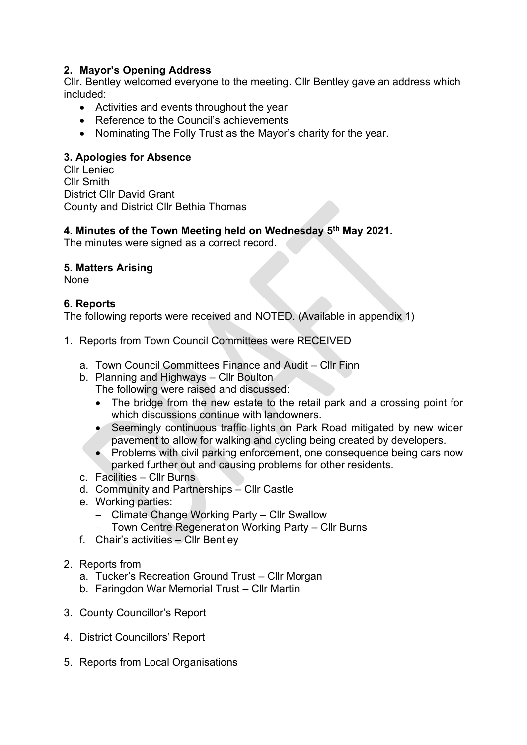## 2. Mayor's Opening Address

Cllr. Bentley welcomed everyone to the meeting. Cllr Bentley gave an address which included:

- Activities and events throughout the year
- Reference to the Council's achievements
- Nominating The Folly Trust as the Mayor's charity for the year.

## 3. Apologies for Absence

Cllr Leniec
Cllr Smith
District Cllr David Grant
County and District Cllr Bethia Thomas

## 4. Minutes of the Town Meeting held on Wednesday 5th May 2021.

The minutes were signed as a correct record.

## 5. Matters Arising

None

## 6. Reports

The following reports were received and NOTED. (Available in appendix 1)

1. Reports from Town Council Committees were RECEIVED
   a. Town Council Committees Finance and Audit – Cllr Finn
   b. Planning and Highways – Cllr Boulton
      The following were raised and discussed:
      - The bridge from the new estate to the retail park and a crossing point for which discussions continue with landowners.
      - Seemingly continuous traffic lights on Park Road mitigated by new wider pavement to allow for walking and cycling being created by developers.
      - Problems with civil parking enforcement, one consequence being cars now parked further out and causing problems for other residents.
   c. Facilities – Cllr Burns
   d. Community and Partnerships – Cllr Castle
   e. Working parties:
      - Climate Change Working Party – Cllr Swallow
      - Town Centre Regeneration Working Party – Cllr Burns
   f. Chair's activities – Cllr Bentley
2. Reports from
   a. Tucker's Recreation Ground Trust – Cllr Morgan
   b. Faringdon War Memorial Trust – Cllr Martin
3. County Councillor's Report
4. District Councillors' Report
5. Reports from Local Organisations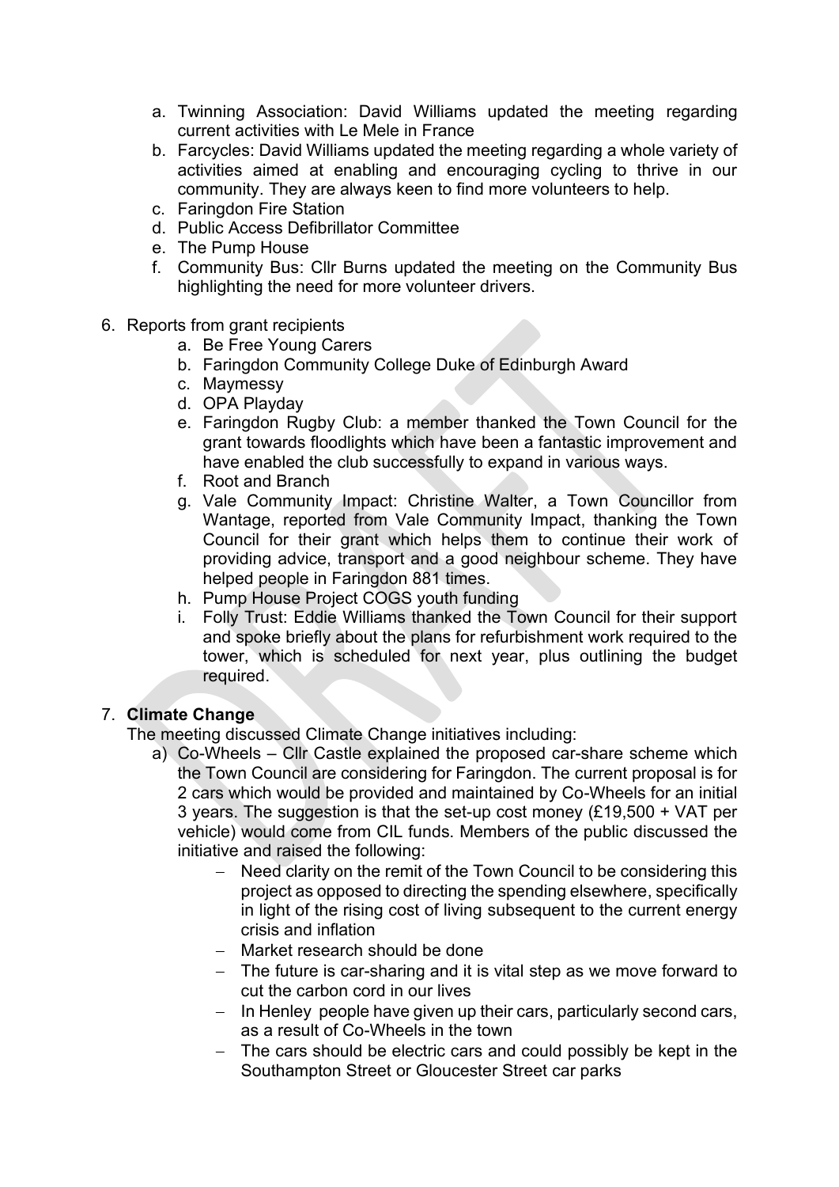a. Twinning Association: David Williams updated the meeting regarding current activities with Le Mele in France
b. Farcycles: David Williams updated the meeting regarding a whole variety of activities aimed at enabling and encouraging cycling to thrive in our community. They are always keen to find more volunteers to help.
c. Faringdon Fire Station
d. Public Access Defibrillator Committee
e. The Pump House
f. Community Bus: Cllr Burns updated the meeting on the Community Bus highlighting the need for more volunteer drivers.

6. Reports from grant recipients
   a. Be Free Young Carers
   b. Faringdon Community College Duke of Edinburgh Award
   c. Maymessy
   d. OPA Playday
   e. Faringdon Rugby Club: a member thanked the Town Council for the grant towards floodlights which have been a fantastic improvement and have enabled the club successfully to expand in various ways.
   f. Root and Branch
   g. Vale Community Impact: Christine Walter, a Town Councillor from Wantage, reported from Vale Community Impact, thanking the Town Council for their grant which helps them to continue their work of providing advice, transport and a good neighbour scheme. They have helped people in Faringdon 881 times.
   h. Pump House Project COGS youth funding
   i. Folly Trust: Eddie Williams thanked the Town Council for their support and spoke briefly about the plans for refurbishment work required to the tower, which is scheduled for next year, plus outlining the budget required.

7. **Climate Change**

   The meeting discussed Climate Change initiatives including:

   a) Co-Wheels – Cllr Castle explained the proposed car-share scheme which the Town Council are considering for Faringdon. The current proposal is for 2 cars which would be provided and maintained by Co-Wheels for an initial 3 years. The suggestion is that the set-up cost money (£19,500 + VAT per vehicle) would come from CIL funds. Members of the public discussed the initiative and raised the following:
      - Need clarity on the remit of the Town Council to be considering this project as opposed to directing the spending elsewhere, specifically in light of the rising cost of living subsequent to the current energy crisis and inflation
      - Market research should be done
      - The future is car-sharing and it is vital step as we move forward to cut the carbon cord in our lives
      - In Henley people have given up their cars, particularly second cars, as a result of Co-Wheels in the town
      - The cars should be electric cars and could possibly be kept in the Southampton Street or Gloucester Street car parks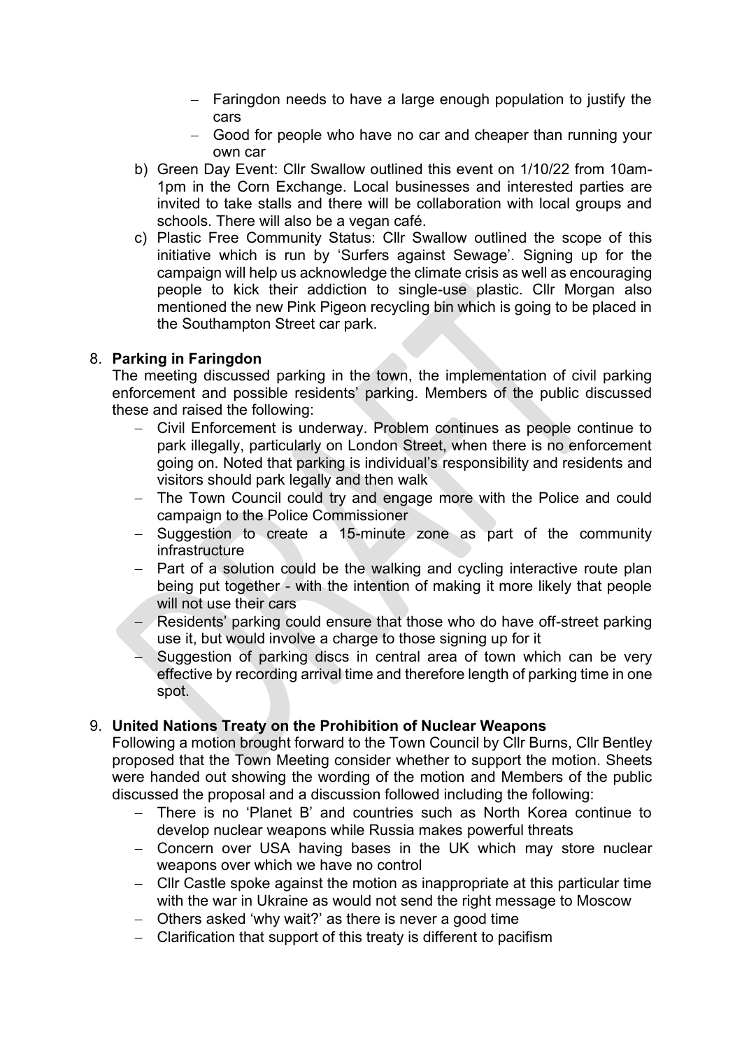- Faringdon needs to have a large enough population to justify the cars
  - Good for people who have no car and cheaper than running your own car

b) Green Day Event: Cllr Swallow outlined this event on 1/10/22 from 10am-1pm in the Corn Exchange. Local businesses and interested parties are invited to take stalls and there will be collaboration with local groups and schools. There will also be a vegan café.

c) Plastic Free Community Status: Cllr Swallow outlined the scope of this initiative which is run by 'Surfers against Sewage'. Signing up for the campaign will help us acknowledge the climate crisis as well as encouraging people to kick their addiction to single-use plastic. Cllr Morgan also mentioned the new Pink Pigeon recycling bin which is going to be placed in the Southampton Street car park.

8. **Parking in Faringdon**

   The meeting discussed parking in the town, the implementation of civil parking enforcement and possible residents' parking. Members of the public discussed these and raised the following:

   - Civil Enforcement is underway. Problem continues as people continue to park illegally, particularly on London Street, when there is no enforcement going on. Noted that parking is individual's responsibility and residents and visitors should park legally and then walk
   - The Town Council could try and engage more with the Police and could campaign to the Police Commissioner
   - Suggestion to create a 15-minute zone as part of the community infrastructure
   - Part of a solution could be the walking and cycling interactive route plan being put together - with the intention of making it more likely that people will not use their cars
   - Residents' parking could ensure that those who do have off-street parking use it, but would involve a charge to those signing up for it
   - Suggestion of parking discs in central area of town which can be very effective by recording arrival time and therefore length of parking time in one spot.

9. **United Nations Treaty on the Prohibition of Nuclear Weapons**

   Following a motion brought forward to the Town Council by Cllr Burns, Cllr Bentley proposed that the Town Meeting consider whether to support the motion. Sheets were handed out showing the wording of the motion and Members of the public discussed the proposal and a discussion followed including the following:

   - There is no 'Planet B' and countries such as North Korea continue to develop nuclear weapons while Russia makes powerful threats
   - Concern over USA having bases in the UK which may store nuclear weapons over which we have no control
   - Cllr Castle spoke against the motion as inappropriate at this particular time with the war in Ukraine as would not send the right message to Moscow
   - Others asked 'why wait?' as there is never a good time
   - Clarification that support of this treaty is different to pacifism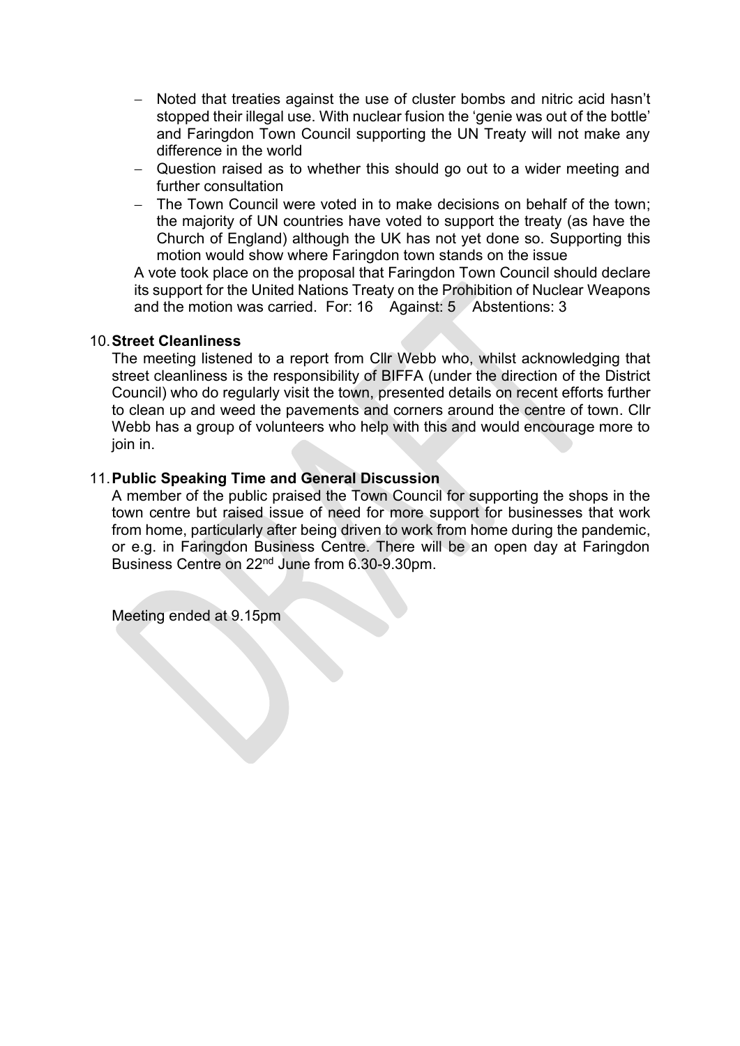- Noted that treaties against the use of cluster bombs and nitric acid hasn't stopped their illegal use. With nuclear fusion the 'genie was out of the bottle' and Faringdon Town Council supporting the UN Treaty will not make any difference in the world
- Question raised as to whether this should go out to a wider meeting and further consultation
- The Town Council were voted in to make decisions on behalf of the town; the majority of UN countries have voted to support the treaty (as have the Church of England) although the UK has not yet done so. Supporting this motion would show where Faringdon town stands on the issue

A vote took place on the proposal that Faringdon Town Council should declare its support for the United Nations Treaty on the Prohibition of Nuclear Weapons and the motion was carried. For: 16 Against: 5 Abstentions: 3

10. **Street Cleanliness**

The meeting listened to a report from Cllr Webb who, whilst acknowledging that street cleanliness is the responsibility of BIFFA (under the direction of the District Council) who do regularly visit the town, presented details on recent efforts further to clean up and weed the pavements and corners around the centre of town. Cllr Webb has a group of volunteers who help with this and would encourage more to join in.

11. **Public Speaking Time and General Discussion**

A member of the public praised the Town Council for supporting the shops in the town centre but raised issue of need for more support for businesses that work from home, particularly after being driven to work from home during the pandemic, or e.g. in Faringdon Business Centre. There will be an open day at Faringdon Business Centre on 22nd June from 6.30-9.30pm.

Meeting ended at 9.15pm